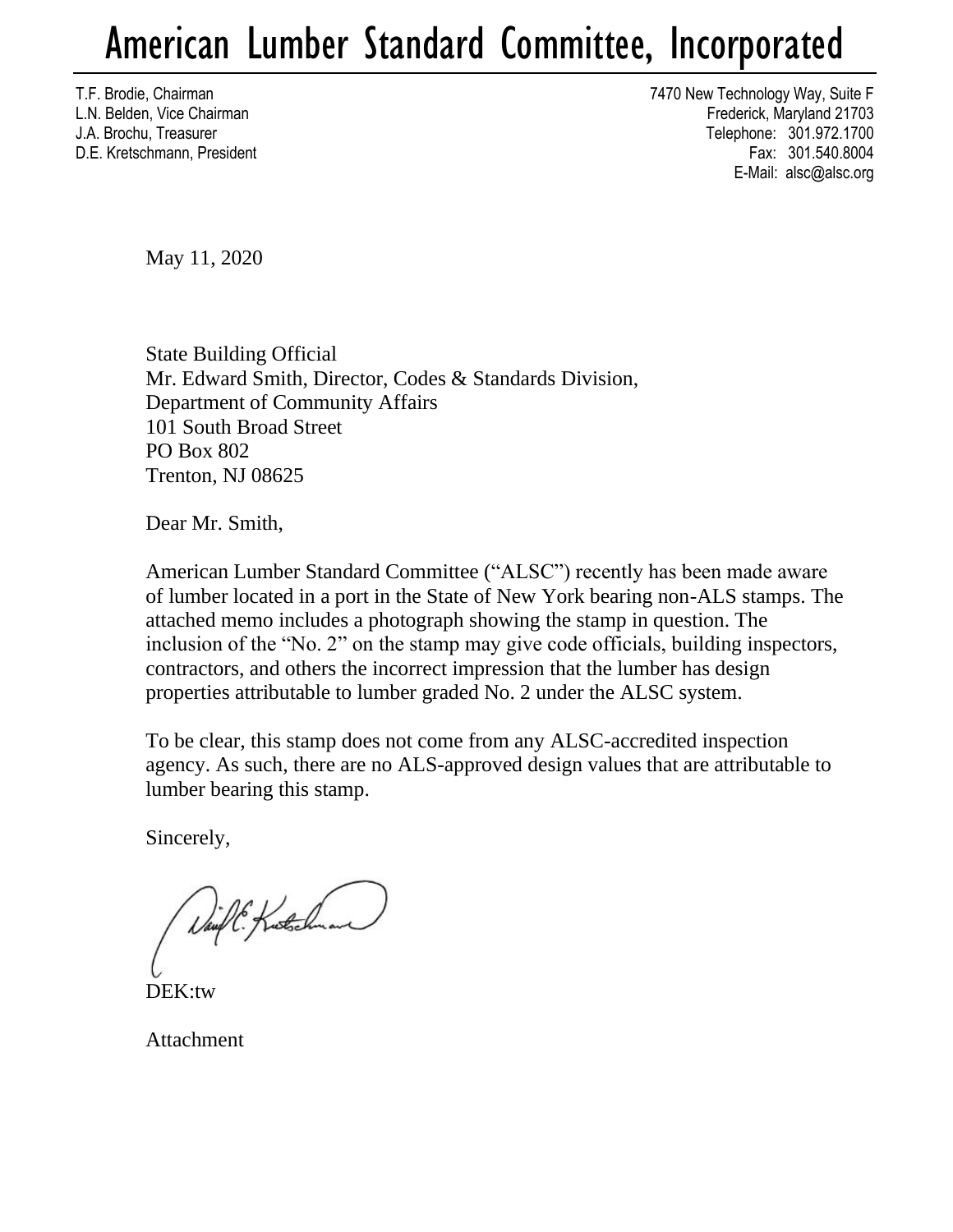# American Lumber Standard Committee, Incorporated

T.F. Brodie, Chairman
L.N. Belden, Vice Chairman
J.A. Brochu, Treasurer
D.E. Kretschmann, President

7470 New Technology Way, Suite F
Frederick, Maryland 21703
Telephone: 301.972.1700
Fax: 301.540.8004
E-Mail: alsc@alsc.org

May 11, 2020

State Building Official
Mr. Edward Smith, Director, Codes & Standards Division,
Department of Community Affairs
101 South Broad Street
PO Box 802
Trenton, NJ 08625

Dear Mr. Smith,

American Lumber Standard Committee ("ALSC") recently has been made aware of lumber located in a port in the State of New York bearing non-ALS stamps. The attached memo includes a photograph showing the stamp in question. The inclusion of the "No. 2" on the stamp may give code officials, building inspectors, contractors, and others the incorrect impression that the lumber has design properties attributable to lumber graded No. 2 under the ALSC system.

To be clear, this stamp does not come from any ALSC-accredited inspection agency. As such, there are no ALS-approved design values that are attributable to lumber bearing this stamp.

Sincerely,

DEK:tw

Attachment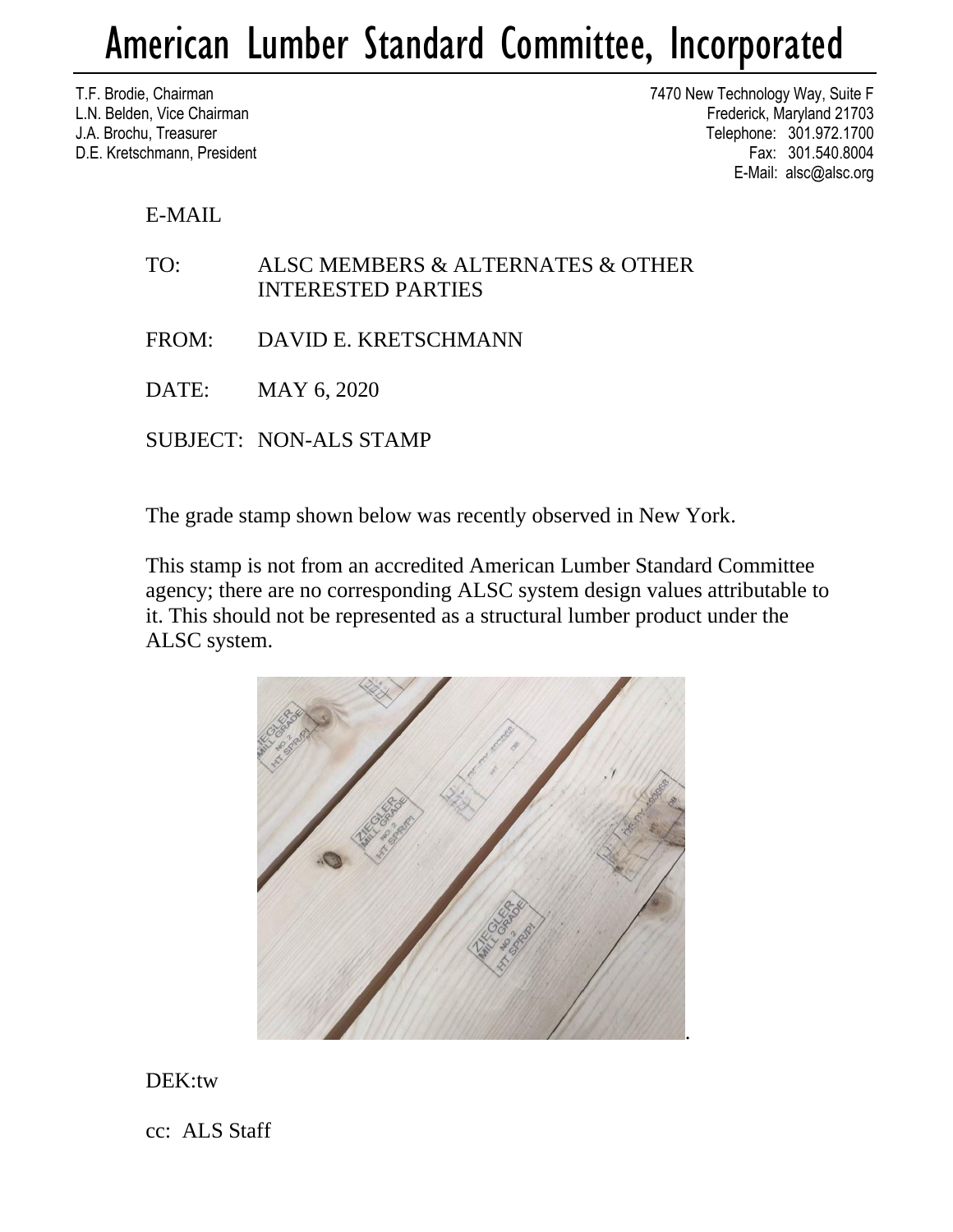# American Lumber Standard Committee, Incorporated

T.F. Brodie, Chairman
L.N. Belden, Vice Chairman
J.A. Brochu, Treasurer
D.E. Kretschmann, President

7470 New Technology Way, Suite F
Frederick, Maryland 21703
Telephone: 301.972.1700
Fax: 301.540.8004
E-Mail: alsc@alsc.org

E-MAIL

TO: ALSC MEMBERS & ALTERNATES & OTHER INTERESTED PARTIES

FROM: DAVID E. KRETSCHMANN

DATE: MAY 6, 2020

SUBJECT: NON-ALS STAMP

The grade stamp shown below was recently observed in New York.

This stamp is not from an accredited American Lumber Standard Committee agency; there are no corresponding ALSC system design values attributable to it. This should not be represented as a structural lumber product under the ALSC system.

DEK:tw

cc: ALS Staff